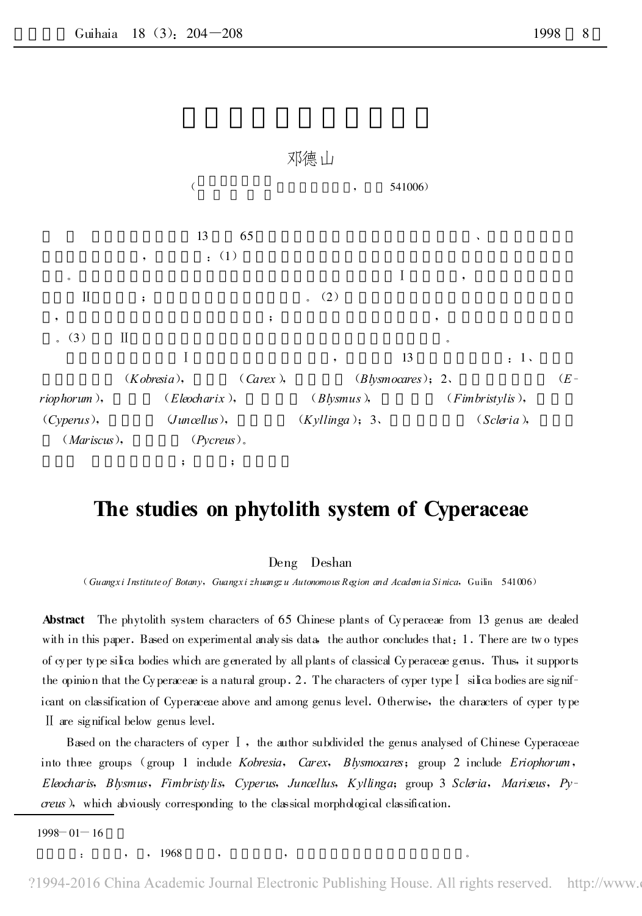邓德山

（ ， 541006）

13 65 、 ， ：（1） 。 Ⅰ ， Ⅱ ； 。（2） ， ； ， 。（3） Ⅱ 。

Ⅰ ， 13 ：1、 （*Kobresia*）， （*Carex*）， （*Blysmocares*）；2、 （*Eriophorum*）， （*Eleocharix*）， （*Blysmus*）， （*Fimbristylis*）， （*Cyperus*）， （*Juncellus*）， （*Kyllinga*）；3、 （*Scleria*）， （*Mariscus*）， （*Pycreus*）。

； ；

# The studies on phytolith system of Cyperaceae

Deng Deshan

（*Guangxi Institute of Botany*，*Guangxi zhuangzu Autonomous Region and Academia Sinica*，Guilin 541006）

**Abstract** The phytolith system characters of 65 Chinese plants of Cyperaceae from 13 genus are dealed with in this paper. Based on experimental analysis data, the author concludes that：1. There are two types of cyper type silica bodies which are generated by all plants of classical Cyperaceae genus. Thus, it supports the opinion that the Cyperaceae is a natural group. 2. The characters of cyper type Ⅰ silica bodies are significant on classification of Cyperaceae above and among genus level. Otherwise, the characters of cyper type Ⅱ are significal below genus level.

Based on the characters of cyper Ⅰ, the author subdivided the genus analysed of Chinese Cyperaceae into three groups（group 1 include *Kobresia*, *Carex*, *Blysmocares*; group 2 include *Eriophorum*, *Eleocharis*, *Blysmus*, *Fimbristylis*, *Cyperus*, *Juncellus*, *Kyllinga*; group 3 *Scleria*, *Mariseus*, *Pycreus*）, which abviously corresponding to the classical morphological classification.

---

1998－01－16

： ， ，1968 ， ， 。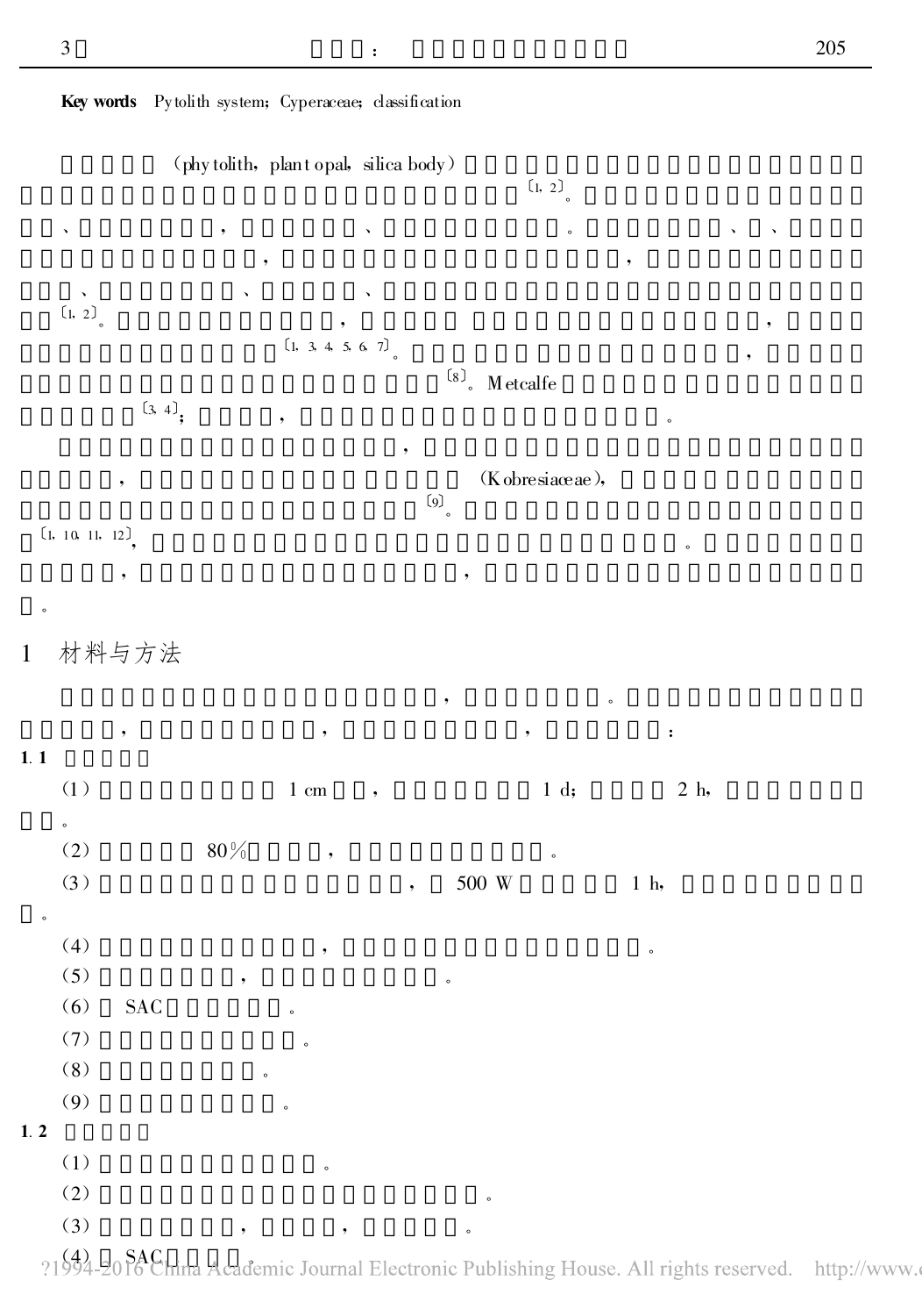**Key words** Pytolith system; Cyperaceae; classification

□□□□□（phytolith, plant opal, silica body）□□□□□□□□□□□□□□□□□□□□□□□□□□□□□□□□□□□□□□□□□□□□□□□□□□□[1, 2]。□□□□□□□□□□□□□□□□、□□□□□□□□，□□□□□□、□□□□□□□□□。□□□□□□□、□、□□□□□□□□□□□□□□□□，□□□□□□□□□□□□□□□□□，□□□□□□□□□□□□□、□□□□□□□、□□□□□、□□□□□□□□□□□□□□□□□□□□□□□□□□[1, 2]。□□□□□□□□□□□，□□□□□ □□□□□□□□□□□□□□，□□□□□□□□□□□□□□□□□□[1, 3, 4, 5, 6, 7]。□□□□□□□□□□□□□□□□□，□□□□□□□□□□□□□□□□□□□□□□□□□[8]。Metcalfe□□□□□□□□□□□□□□□□□□□□□□[3, 4]；□□□□，□□□□□□□□□□□□□□□□□□□□。

□□□□□□□□□□□□□□□□□□□，□□□□□□□□□□□□□□□□□□□□□□□□□□□□□□□，□□□□□□□□□□□□□□□□□ （Kobresiaceae），□□□□□□□□□□□□□□□□□□□□□□□□□□□□□□□□□[9]。□□□□□□□□□□□□□□□□□□□□□[1, 10, 11, 12]，□□□□□□□□□□□□□□□□□□□□□□□□□□□□□□□。□□□□□□□□□□□□□，□□□□□□□□□□□□□□□□□，□□□□□□□□□□□□□□□□□□□□□。

## 1 材料与方法

□□□□□□□□□□□□□□□□□□□□，□□□□□□□。□□□□□□□□□□□□□□□□□□，□□□□□□□□□□，□□□□□□□□□□，□□□□□□：

### 1.1 □□□□□

(1) □□□□□□□□□1 cm□□，□□□□□□□1 d；□□□□2 h，□□□□□□□□□□。

(2) □□□□□80%□□□□，□□□□□□□□□□□。

(3) □□□□□□□□□□□□□□□□，□500 W□□□□□1 h，□□□□□□□□□□。

(4) □□□□□□□□□□□，□□□□□□□□□□□□□□□□。

(5) □□□□□□□，□□□□□□□□□□。

(6) □SAC□□□□□□。

(7) □□□□□□□□□□□。

(8) □□□□□□□□。

(9) □□□□□□□□□□。

### 1.2 □□□□□

(1) □□□□□□□□□□□□。

(2) □□□□□□□□□□□□□□□□□□□□□。

(3) □□□□□□□，□□□□，□□□□□。

(4) □SAC□□□□。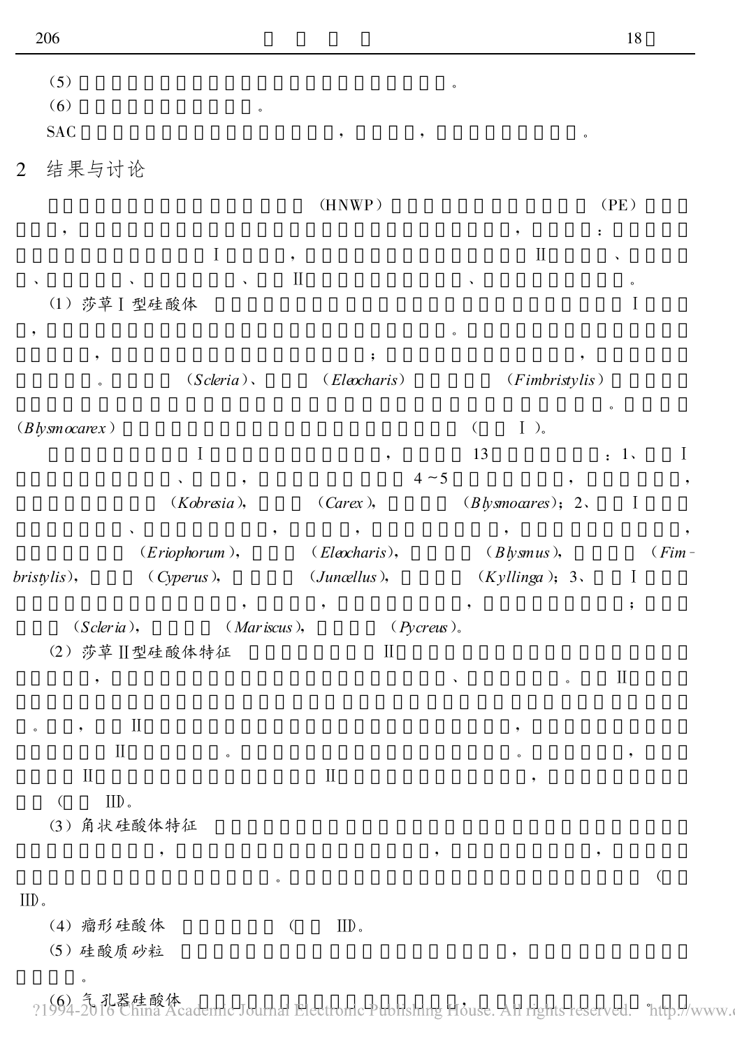(5) □□□□□□□□□□□□□□□□□□□□□□□□□□□□□。

(6) □□□□□□□□□□□□□。

SAC □□□□□□□□□□□□□□□□□□□□，□□□□□，□□□□□□□□□□□。

## 2 结果与讨论

□□□□□□□□□□□□□□□□□□□□（HNWP）□□□□□□□□□□□□□□□□（PE）□□□□□□，□□□□□□□□□□□□□□□□□□□□□□□□□□□□□□□□□□□□，□□□□：□□□□□□□□□□□□□□□□□I□□□□，□□□□□□□□□□□□□□□□□□□II□□□□、□□□□□、□□□□□□、□□□□□□□、□□II□□□□□□□□□□□□□、□□□□□□□□□□□□。

(1) 莎草 I 型硅酸体　□□□□□□□□□□□□□□□□□□□□□□□□□□□□□□I□□□□，□□□□□□□□□□□□□□□□□□□□□□□□□□□□□□。□□□□□□□□□□□□□□□□□□，□□□□□□□□□□□□□□□□□□□；□□□□□□□□□□□□□□，□□□□□□□□□□□。□□□□（*Scleria*）、□□□（*Eleocharis*）□□□□□（*Fimbristylis*）□□□□□□□□□□□□□□□□□□□□□□□□□□□□□□□□□□□□□□□□□□□□。□□□□（*Blysmocarex*）□□□□□□□□□□□□□□□□□□□□□□□□（□□ I）。

□□□□□□□□I□□□□□□□□□□□□□，□□□□13□□□□□□□□：1、□□I□□□□□□□□□□□、□□□，□□□□□□□□□4~5□□□□□□□□，□□□□□□□，□□□□□□□□□（*Kobresia*），□□□（*Carex*），□□□□（*Blysmocares*）；2、□□I□□□□□□□□□□□、□□□□□□□□□，□□□□，□□□□□□□□□，□□□□□□□□□□□□，□□□□□□□□（*Eriophorum*），□□□（*Eleocharis*），□□□□（*Blysmus*），□□□□（*Fimbristylis*），□□□（*Cyperus*），□□□□（*Juncellus*），□□□□（*Kyllinga*）；3、□□I□□□□□□□□□□□□□□□□□□□，□□□□，□□□□□□□□□，□□□□□□□□□□；□□□□□（*Scleria*），□□□□（*Mariscus*），□□□□（*Pycreus*）。

(2) 莎草 II 型硅酸体特征　□□□□□□□□II□□□□□□□□□□□□□□□□□□□□□□□□□□□□，□□□□□□□□□□□□□□□□□□□□□□□□、□□□□□□。□□II□□□□□□□□□□□□□□□□□□□□□□□□□□□□□□□□□□□□□□□□。□□，□□II□□□□□□□□□□□□□□□□□□□□□□□□□，□□□□□□□□□□□□□□□II□□□□□□。□□□□□□□□□□□□□□□□□□□□。□□□□□□，□□□□□□II□□□□□□□□□□□□□□□II□□□□□□□□□□□□□□，□□□□□□□□□□□（□□ III）。

(3) 角状硅酸体特征　□□□□□□□□□□□□□□□□□□□□□□□□□□□□□□□□□□□□□□□□□，□□□□□□□□□□□□□□□□□□，□□□□□□□□□□，□□□□□□□□□□□□□□□□□□□□□□□□□。□□□□□□□□□□□□□□□□□□□□□□□□□□（□□ III）。

(4) 瘤形硅酸体　□□□□□□（□□ III）。

(5) 硅酸质砂粒　□□□□□□□□□□□□□□□□□□□□□，□□□□□□□□□□□□□□□□。

(6) 气孔器硅酸体　□□□□□□□□□□□□□□□□□□，□□□□□□□□□□□。□□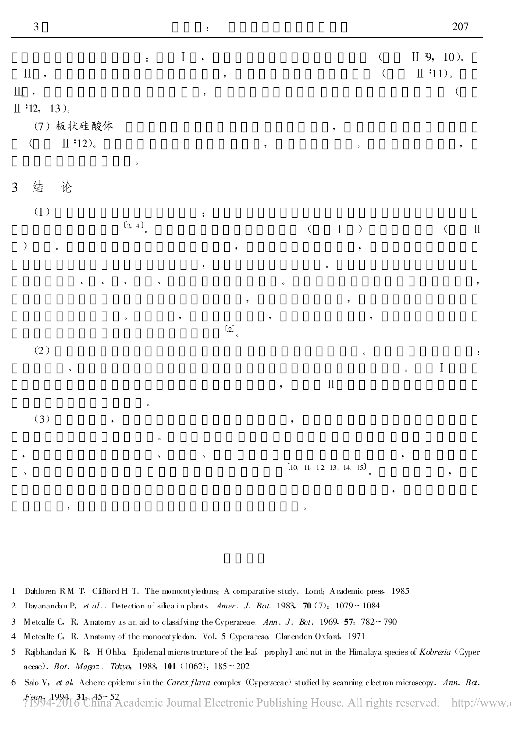(7) 板状硅酸体

## 3 结　论

1. Dahloren R M T, Clifford H T. The monocotyledons: A comparative study. Lond: Academic press, 1985
2. Dayanandan P, *et al.*. Detection of silica in plants. *Amer. J. Bot.* 1983, **70** (7): 1079~1084
3. Metcalfe C, R. Anatomy as an aid to classifying the Cyperaceae. *Ann. J. Bot.* 1969, **57**: 782~790
4. Metcalfe C, R. Anatomy of the monocotyledon. Vol. 5 Cyperaceae. Clanendon Oxford, 1971
5. Rajbhandari K, R, H Ohba. Epidemal microstructure of the leaf, prophyll and nut in the Himalaya species of *Kobresia* (Cyperaceae). *Bot. Magaz. Tokyo*, 1988, **101** (1062): 185~202
6. Salo V, *et al.* Achene epidermis in the *Carex flava* complex (Cyperaceae) studied by scanning electron microscopy. *Ann. Bot. Fenn.* 1994, **31**: 45~52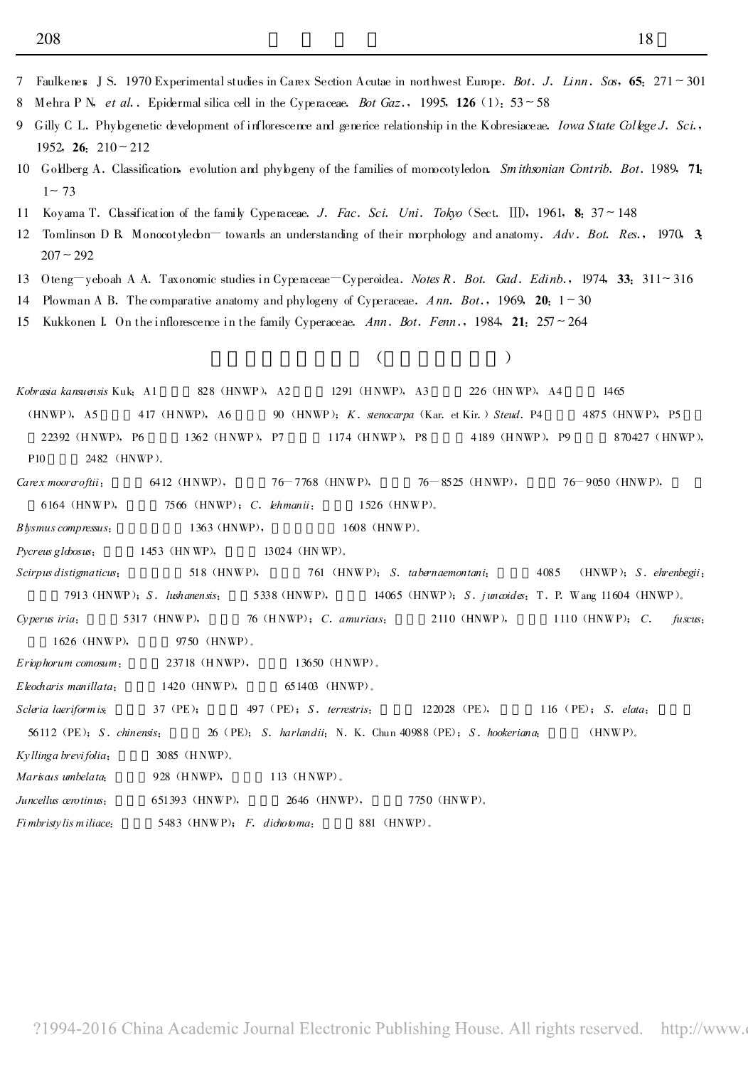7 Faulkener J S. 1970 Experimental studies in Carex Section Acutae in northwest Europe. *Bot. J. Linn. Sos*, **65**: 271~301

8 Mehra P N, *et al.*. Epidermal silica cell in the Cyperaceae. *Bot Gaz.*, 1995, **126** (1): 53~58

9 Gilly C L. Phylogenetic development of inflorescence and generice relationship in the Kobresiaceae. *Iowa State College J. Sci.*, 1952, **26**: 210~212

10 Goldberg A. Classification, evolution and phylogeny of the families of monocotyledon. *Smithsonian Contrib. Bot.* 1989, **71**: 1~73

11 Koyama T. Classification of the family Cyperaceae. *J. Fac. Sci. Uni. Tokyo* (Sect. III), 1961, **8**: 37~148

12 Tomlinson D B. Monocotyledon— towards an understanding of their morphology and anatomy. *Adv. Bot. Res.*, 1970, **3**: 207~292

13 Oteng—yeboah A A. Taxonomic studies in Cyperaceae—Cyperoidea. *Notes R. Bot. Gad. Edinb.*, 1974, **33**: 311~316

14 Plowman A B. The comparative anatomy and phylogeny of Cyperaceae. *Ann. Bot.*, 1969, **20**: 1~30

15 Kukkonen I. On the inflorescence in the family Cyperaceae. *Ann. Bot. Fenn.*, 1984, **21**: 257~264

## ( )

*Kobrasia kansuensis* Kuk: A1 828 (HNWP), A2 1291 (HNWP), A3 226 (HNWP), A4 1465 (HNWP), A5 417 (HNWP), A6 90 (HNWP); *K. stenocarpa* (Kar. et Kir.) *Steud*. P4 4875 (HNWP), P5 22392 (HNWP), P6 1362 (HNWP), P7 1174 (HNWP), P8 4189 (HNWP), P9 870427 (HNWP), P10 2482 (HNWP)。

*Carex moorcroftii*: 6412 (HNWP), 76—7768 (HNWP), 76—8525 (HNWP), 76—9050 (HNWP), 6164 (HNWP), 7566 (HNWP); *C. lehmanii*: 1526 (HNWP)。

*Blysmus compressus*: 1363 (HNWP), 1608 (HNWP)。

*Pycreus globosus*: 1453 (HNWP), 13024 (HNWP)。

*Scirpus distigmaticus*: 518 (HNWP), 761 (HNWP); *S. tabernaemontani*: 4085 (HNWP); *S. ehrenbegii*: 7913 (HNWP); *S. lushanensis*: 5338 (HNWP), 14065 (HNWP); *S. juncoides*: T. P. Wang 11604 (HNWP)。

*Cyperus iria*: 5317 (HNWP), 76 (HNWP); *C. amuricus*: 2110 (HNWP), 1110 (HNWP); *C. fuscus*: 1626 (HNWP), 9750 (HNWP)。

*Eriophorum comosum*: 23718 (HNWP), 13650 (HNWP)。

*Eleocharis manillata*: 1420 (HNWP), 651403 (HNWP)。

*Scleria laeriformis*: 37 (PE); 497 (PE); *S. terrestris*: 122028 (PE), 116 (PE); *S. elata*: 56112 (PE); *S. chinensis*: 26 (PE); *S. harlandii*: N. K. Chun 40988 (PE); *S. hookeriana*: (HNWP)。

*Kyllinga brevifolia*: 3085 (HNWP)。

*Mariscus umbelata*: 928 (HNWP), 113 (HNWP)。

*Juncellus cerotinus*: 651393 (HNWP), 2646 (HNWP), 7750 (HNWP)。

*Fimbristylis miliace*: 5483 (HNWP); *F. dichotoma*: 881 (HNWP)。